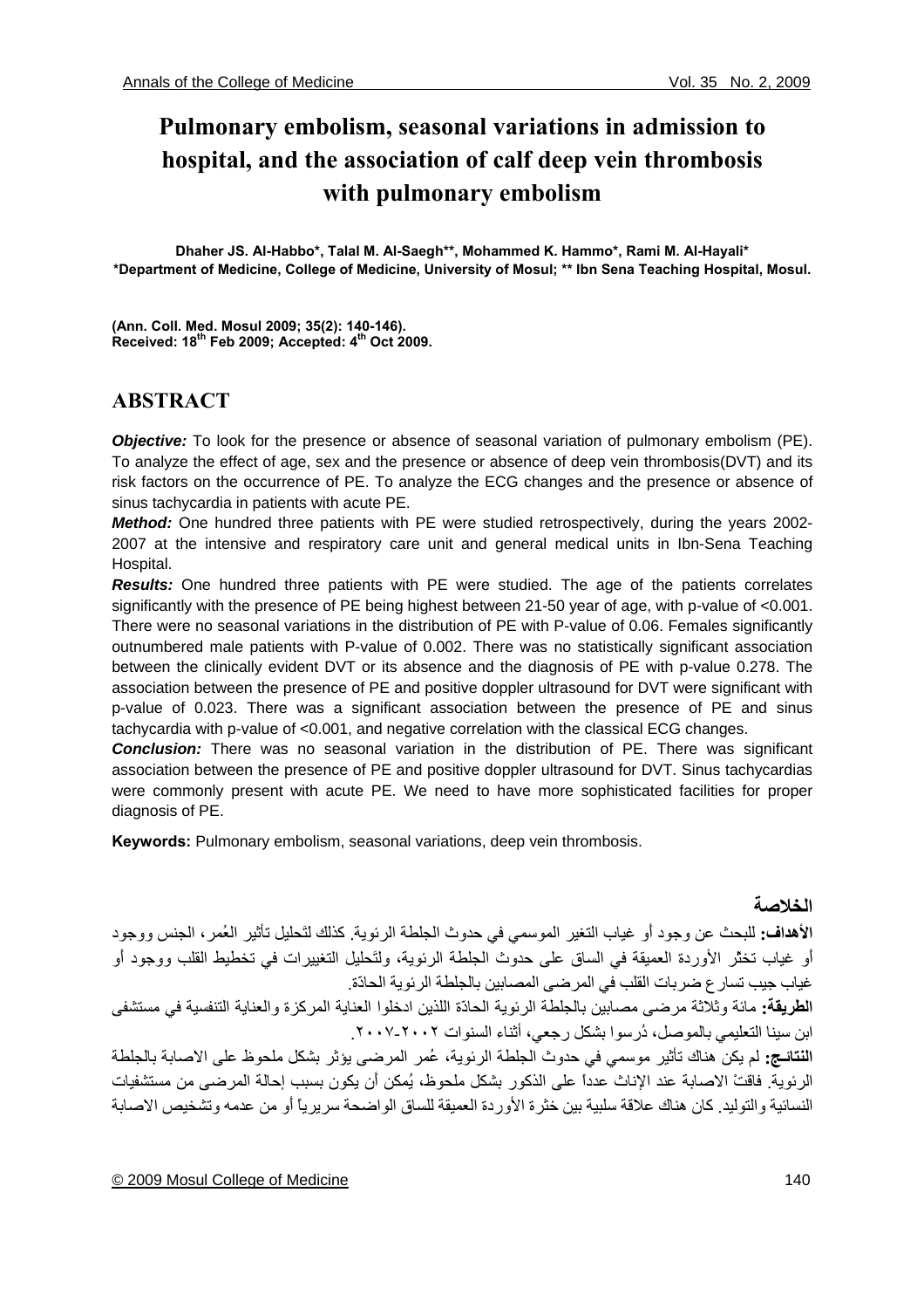# Pulmonary embolism, seasonal variations in admission to hospital, and the association of calf deep vein thrombosis with pulmonary embolism

**Dhaher JS. Al-Habbo\*, Talal M. Al-Saegh\*\*, Mohammed K. Hammo\*, Rami M. Al-Hayali\***
**\*Department of Medicine, College of Medicine, University of Mosul; \*\* Ibn Sena Teaching Hospital, Mosul.**

**(Ann. Coll. Med. Mosul 2009; 35(2): 140-146).**
**Received: 18th Feb 2009; Accepted: 4th Oct 2009.**

## ABSTRACT

***Objective:*** To look for the presence or absence of seasonal variation of pulmonary embolism (PE). To analyze the effect of age, sex and the presence or absence of deep vein thrombosis(DVT) and its risk factors on the occurrence of PE. To analyze the ECG changes and the presence or absence of sinus tachycardia in patients with acute PE.

***Method:*** One hundred three patients with PE were studied retrospectively, during the years 2002-2007 at the intensive and respiratory care unit and general medical units in Ibn-Sena Teaching Hospital.

***Results:*** One hundred three patients with PE were studied. The age of the patients correlates significantly with the presence of PE being highest between 21-50 year of age, with p-value of <0.001. There were no seasonal variations in the distribution of PE with P-value of 0.06. Females significantly outnumbered male patients with P-value of 0.002. There was no statistically significant association between the clinically evident DVT or its absence and the diagnosis of PE with p-value 0.278. The association between the presence of PE and positive doppler ultrasound for DVT were significant with p-value of 0.023. There was a significant association between the presence of PE and sinus tachycardia with p-value of <0.001, and negative correlation with the classical ECG changes.

***Conclusion:*** There was no seasonal variation in the distribution of PE. There was significant association between the presence of PE and positive doppler ultrasound for DVT. Sinus tachycardias were commonly present with acute PE. We need to have more sophisticated facilities for proper diagnosis of PE.

**Keywords:** Pulmonary embolism, seasonal variations, deep vein thrombosis.

## الخلاصة

**الأهداف:** للبحث عن وجود أو غياب التغير الموسمي في حدوث الجلطة الرئوية. كذلك لتَحليل تأثير العُمر، الجنس ووجود أو غياب تخثر الأوردة العميقة في الساق على حدوث الجلطة الرئوية، ولتَحليل التغييرات في تخطيط القلب ووجود أو غياب جيب تسارع ضربات القلب في المرضى المصابين بالجلطة الرئوية الحادّة.

**الطريقة:** مائة وثلاثة مرضى مصابين بالجلطة الرئوية الحادّة اللذين ادخلوا العناية المركزة والعناية التنفسية في مستشفى ابن سينا التعليمي بالموصل، دُرسوا بشكل رجعي، أثناء السنوات ٢٠٠٢-٢٠٠٧.

**النتائـج:** لم يكن هناك تأثير موسمي في حدوث الجلطة الرئوية، عُمر المرضى يؤثر بشكل ملحوظ على الاصابة بالجلطة الرئوية. فاقتْ الاصابة عند الإناث عدداً على الذكور بشكل ملحوظ، يُمكن أن يكون بسبب إحالة المرضى من مستشفيات النسائية والتوليد. كان هناك علاقة سلبية بين خثرة الأوردة العميقة للساق الواضحة سريرياً أو من عدمه وتشخيص الاصابة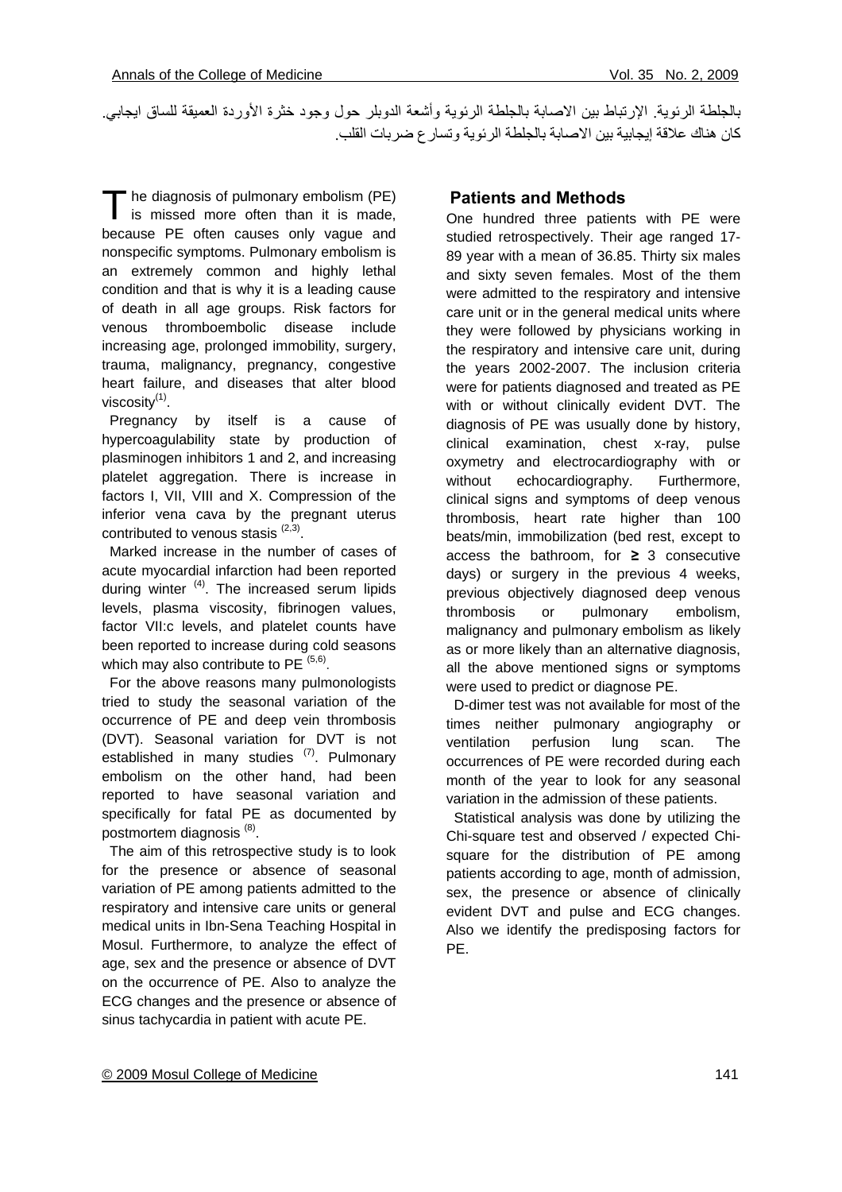بالجلطة الرئوية. الإرتباط بين الاصابة بالجلطة الرئوية وأشعة الدوبلر حول وجود خثرة الأوردة العميقة للساق ايجابي. كان هناك علاقة إيجابية بين الاصابة بالجلطة الرئوية وتسارع ضربات القلب.

The diagnosis of pulmonary embolism (PE) is missed more often than it is made, because PE often causes only vague and nonspecific symptoms. Pulmonary embolism is an extremely common and highly lethal condition and that is why it is a leading cause of death in all age groups. Risk factors for venous thromboembolic disease include increasing age, prolonged immobility, surgery, trauma, malignancy, pregnancy, congestive heart failure, and diseases that alter blood viscosity[1].

Pregnancy by itself is a cause of hypercoagulability state by production of plasminogen inhibitors 1 and 2, and increasing platelet aggregation. There is increase in factors I, VII, VIII and X. Compression of the inferior vena cava by the pregnant uterus contributed to venous stasis [2,3].

Marked increase in the number of cases of acute myocardial infarction had been reported during winter [4]. The increased serum lipids levels, plasma viscosity, fibrinogen values, factor VII:c levels, and platelet counts have been reported to increase during cold seasons which may also contribute to PE [5,6].

For the above reasons many pulmonologists tried to study the seasonal variation of the occurrence of PE and deep vein thrombosis (DVT). Seasonal variation for DVT is not established in many studies [7]. Pulmonary embolism on the other hand, had been reported to have seasonal variation and specifically for fatal PE as documented by postmortem diagnosis [8].

The aim of this retrospective study is to look for the presence or absence of seasonal variation of PE among patients admitted to the respiratory and intensive care units or general medical units in Ibn-Sena Teaching Hospital in Mosul. Furthermore, to analyze the effect of age, sex and the presence or absence of DVT on the occurrence of PE. Also to analyze the ECG changes and the presence or absence of sinus tachycardia in patient with acute PE.

## Patients and Methods

One hundred three patients with PE were studied retrospectively. Their age ranged 17-89 year with a mean of 36.85. Thirty six males and sixty seven females. Most of the them were admitted to the respiratory and intensive care unit or in the general medical units where they were followed by physicians working in the respiratory and intensive care unit, during the years 2002-2007. The inclusion criteria were for patients diagnosed and treated as PE with or without clinically evident DVT. The diagnosis of PE was usually done by history, clinical examination, chest x-ray, pulse oxymetry and electrocardiography with or without echocardiography. Furthermore, clinical signs and symptoms of deep venous thrombosis, heart rate higher than 100 beats/min, immobilization (bed rest, except to access the bathroom, for ≥ 3 consecutive days) or surgery in the previous 4 weeks, previous objectively diagnosed deep venous thrombosis or pulmonary embolism, malignancy and pulmonary embolism as likely as or more likely than an alternative diagnosis, all the above mentioned signs or symptoms were used to predict or diagnose PE.

D-dimer test was not available for most of the times neither pulmonary angiography or ventilation perfusion lung scan. The occurrences of PE were recorded during each month of the year to look for any seasonal variation in the admission of these patients.

Statistical analysis was done by utilizing the Chi-square test and observed / expected Chi-square for the distribution of PE among patients according to age, month of admission, sex, the presence or absence of clinically evident DVT and pulse and ECG changes. Also we identify the predisposing factors for PE.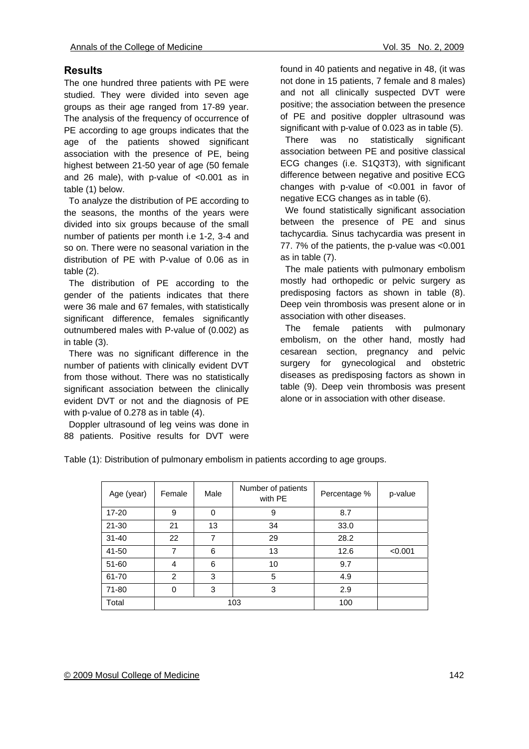## Results

The one hundred three patients with PE were studied. They were divided into seven age groups as their age ranged from 17-89 year. The analysis of the frequency of occurrence of PE according to age groups indicates that the age of the patients showed significant association with the presence of PE, being highest between 21-50 year of age (50 female and 26 male), with p-value of <0.001 as in table (1) below.

To analyze the distribution of PE according to the seasons, the months of the years were divided into six groups because of the small number of patients per month i.e 1-2, 3-4 and so on. There were no seasonal variation in the distribution of PE with P-value of 0.06 as in table (2).

The distribution of PE according to the gender of the patients indicates that there were 36 male and 67 females, with statistically significant difference, females significantly outnumbered males with P-value of (0.002) as in table (3).

There was no significant difference in the number of patients with clinically evident DVT from those without. There was no statistically significant association between the clinically evident DVT or not and the diagnosis of PE with p-value of 0.278 as in table (4).

Doppler ultrasound of leg veins was done in 88 patients. Positive results for DVT were found in 40 patients and negative in 48, (it was not done in 15 patients, 7 female and 8 males) and not all clinically suspected DVT were positive; the association between the presence of PE and positive doppler ultrasound was significant with p-value of 0.023 as in table (5).

There was no statistically significant association between PE and positive classical ECG changes (i.e. S1Q3T3), with significant difference between negative and positive ECG changes with p-value of <0.001 in favor of negative ECG changes as in table (6).

We found statistically significant association between the presence of PE and sinus tachycardia. Sinus tachycardia was present in 77. 7% of the patients, the p-value was <0.001 as in table (7).

The male patients with pulmonary embolism mostly had orthopedic or pelvic surgery as predisposing factors as shown in table (8). Deep vein thrombosis was present alone or in association with other diseases.

The female patients with pulmonary embolism, on the other hand, mostly had cesarean section, pregnancy and pelvic surgery for gynecological and obstetric diseases as predisposing factors as shown in table (9). Deep vein thrombosis was present alone or in association with other disease.

Table (1): Distribution of pulmonary embolism in patients according to age groups.

| Age (year) | Female | Male | Number of patients with PE | Percentage % | p-value |
|---|---|---|---|---|---|
| 17-20 | 9 | 0 | 9 | 8.7 | |
| 21-30 | 21 | 13 | 34 | 33.0 | |
| 31-40 | 22 | 7 | 29 | 28.2 | |
| 41-50 | 7 | 6 | 13 | 12.6 | <0.001 |
| 51-60 | 4 | 6 | 10 | 9.7 | |
| 61-70 | 2 | 3 | 5 | 4.9 | |
| 71-80 | 0 | 3 | 3 | 2.9 | |
| Total | 103 | | | 100 | |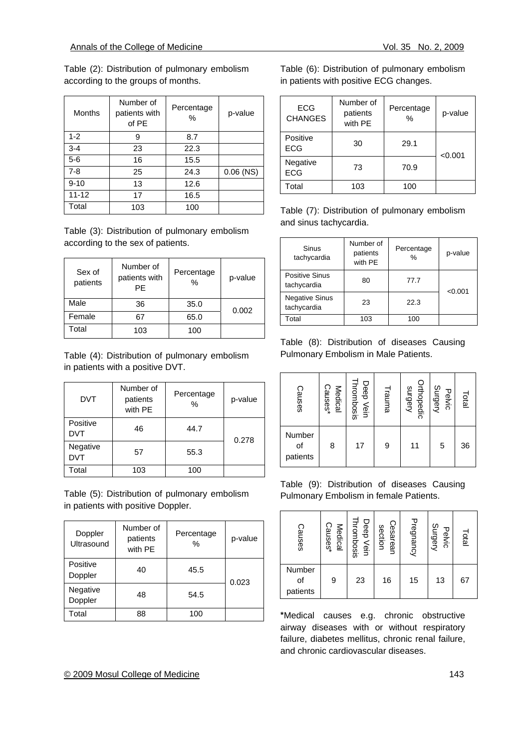Table (2): Distribution of pulmonary embolism according to the groups of months.

| Months | Number of patients with of PE | Percentage % | p-value |
|---|---|---|---|
| 1-2 | 9 | 8.7 | |
| 3-4 | 23 | 22.3 | |
| 5-6 | 16 | 15.5 | |
| 7-8 | 25 | 24.3 | 0.06 (NS) |
| 9-10 | 13 | 12.6 | |
| 11-12 | 17 | 16.5 | |
| Total | 103 | 100 | |

Table (3): Distribution of pulmonary embolism according to the sex of patients.

| Sex of patients | Number of patients with PE | Percentage % | p-value |
|---|---|---|---|
| Male | 36 | 35.0 | 0.002 |
| Female | 67 | 65.0 | |
| Total | 103 | 100 | |

Table (4): Distribution of pulmonary embolism in patients with a positive DVT.

| DVT | Number of patients with PE | Percentage % | p-value |
|---|---|---|---|
| Positive DVT | 46 | 44.7 | 0.278 |
| Negative DVT | 57 | 55.3 | |
| Total | 103 | 100 | |

Table (5): Distribution of pulmonary embolism in patients with positive Doppler.

| Doppler Ultrasound | Number of patients with PE | Percentage % | p-value |
|---|---|---|---|
| Positive Doppler | 40 | 45.5 | 0.023 |
| Negative Doppler | 48 | 54.5 | |
| Total | 88 | 100 | |

Table (6): Distribution of pulmonary embolism in patients with positive ECG changes.

| ECG CHANGES | Number of patients with PE | Percentage % | p-value |
|---|---|---|---|
| Positive ECG | 30 | 29.1 | <0.001 |
| Negative ECG | 73 | 70.9 | |
| Total | 103 | 100 | |

Table (7): Distribution of pulmonary embolism and sinus tachycardia.

| Sinus tachycardia | Number of patients with PE | Percentage % | p-value |
|---|---|---|---|
| Positive Sinus tachycardia | 80 | 77.7 | <0.001 |
| Negative Sinus tachycardia | 23 | 22.3 | |
| Total | 103 | 100 | |

Table (8): Distribution of diseases Causing Pulmonary Embolism in Male Patients.

| Causes | Medical Causes* | Deep Vein Thrombosis | Trauma | Orthopedic surgery | Pelvic Surgery | Total |
|---|---|---|---|---|---|---|
| Number of patients | 8 | 17 | 9 | 11 | 5 | 36 |

Table (9): Distribution of diseases Causing Pulmonary Embolism in female Patients.

| Causes | Medical Causes* | Deep Vein Thrombosis | Cesarean section | Pregnancy | Pelvic Surgery | Total |
|---|---|---|---|---|---|---|
| Number of patients | 9 | 23 | 16 | 15 | 13 | 67 |

*Medical causes e.g. chronic obstructive airway diseases with or without respiratory failure, diabetes mellitus, chronic renal failure, and chronic cardiovascular diseases.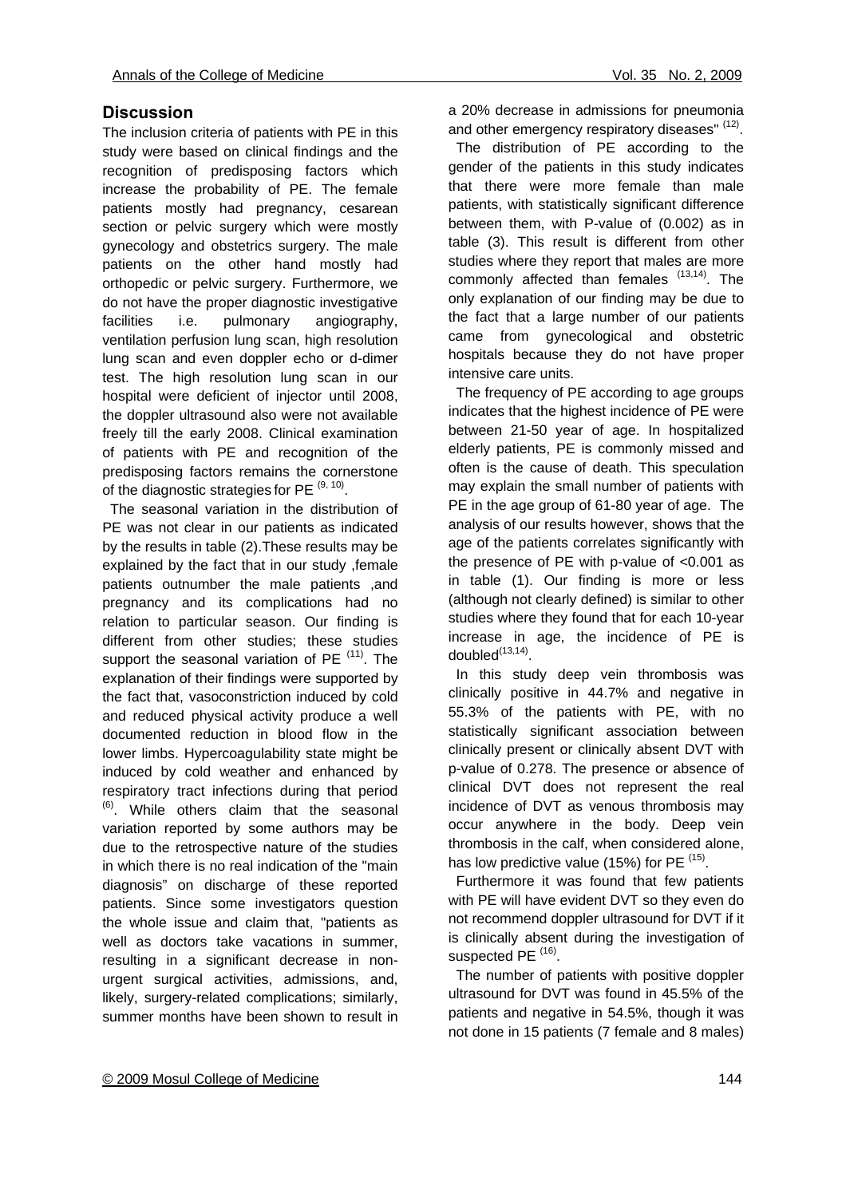## Discussion

The inclusion criteria of patients with PE in this study were based on clinical findings and the recognition of predisposing factors which increase the probability of PE. The female patients mostly had pregnancy, cesarean section or pelvic surgery which were mostly gynecology and obstetrics surgery. The male patients on the other hand mostly had orthopedic or pelvic surgery. Furthermore, we do not have the proper diagnostic investigative facilities i.e. pulmonary angiography, ventilation perfusion lung scan, high resolution lung scan and even doppler echo or d-dimer test. The high resolution lung scan in our hospital were deficient of injector until 2008, the doppler ultrasound also were not available freely till the early 2008. Clinical examination of patients with PE and recognition of the predisposing factors remains the cornerstone of the diagnostic strategies for PE [9, 10].

The seasonal variation in the distribution of PE was not clear in our patients as indicated by the results in table (2).These results may be explained by the fact that in our study ,female patients outnumber the male patients ,and pregnancy and its complications had no relation to particular season. Our finding is different from other studies; these studies support the seasonal variation of PE [11]. The explanation of their findings were supported by the fact that, vasoconstriction induced by cold and reduced physical activity produce a well documented reduction in blood flow in the lower limbs. Hypercoagulability state might be induced by cold weather and enhanced by respiratory tract infections during that period [6]. While others claim that the seasonal variation reported by some authors may be due to the retrospective nature of the studies in which there is no real indication of the "main diagnosis" on discharge of these reported patients. Since some investigators question the whole issue and claim that, "patients as well as doctors take vacations in summer, resulting in a significant decrease in non-urgent surgical activities, admissions, and, likely, surgery-related complications; similarly, summer months have been shown to result in a 20% decrease in admissions for pneumonia and other emergency respiratory diseases" [12].

The distribution of PE according to the gender of the patients in this study indicates that there were more female than male patients, with statistically significant difference between them, with P-value of (0.002) as in table (3). This result is different from other studies where they report that males are more commonly affected than females [13,14]. The only explanation of our finding may be due to the fact that a large number of our patients came from gynecological and obstetric hospitals because they do not have proper intensive care units.

The frequency of PE according to age groups indicates that the highest incidence of PE were between 21-50 year of age. In hospitalized elderly patients, PE is commonly missed and often is the cause of death. This speculation may explain the small number of patients with PE in the age group of 61-80 year of age. The analysis of our results however, shows that the age of the patients correlates significantly with the presence of PE with p-value of <0.001 as in table (1). Our finding is more or less (although not clearly defined) is similar to other studies where they found that for each 10-year increase in age, the incidence of PE is doubled[13,14].

In this study deep vein thrombosis was clinically positive in 44.7% and negative in 55.3% of the patients with PE, with no statistically significant association between clinically present or clinically absent DVT with p-value of 0.278. The presence or absence of clinical DVT does not represent the real incidence of DVT as venous thrombosis may occur anywhere in the body. Deep vein thrombosis in the calf, when considered alone, has low predictive value (15%) for PE [15].

Furthermore it was found that few patients with PE will have evident DVT so they even do not recommend doppler ultrasound for DVT if it is clinically absent during the investigation of suspected PE [16].

The number of patients with positive doppler ultrasound for DVT was found in 45.5% of the patients and negative in 54.5%, though it was not done in 15 patients (7 female and 8 males)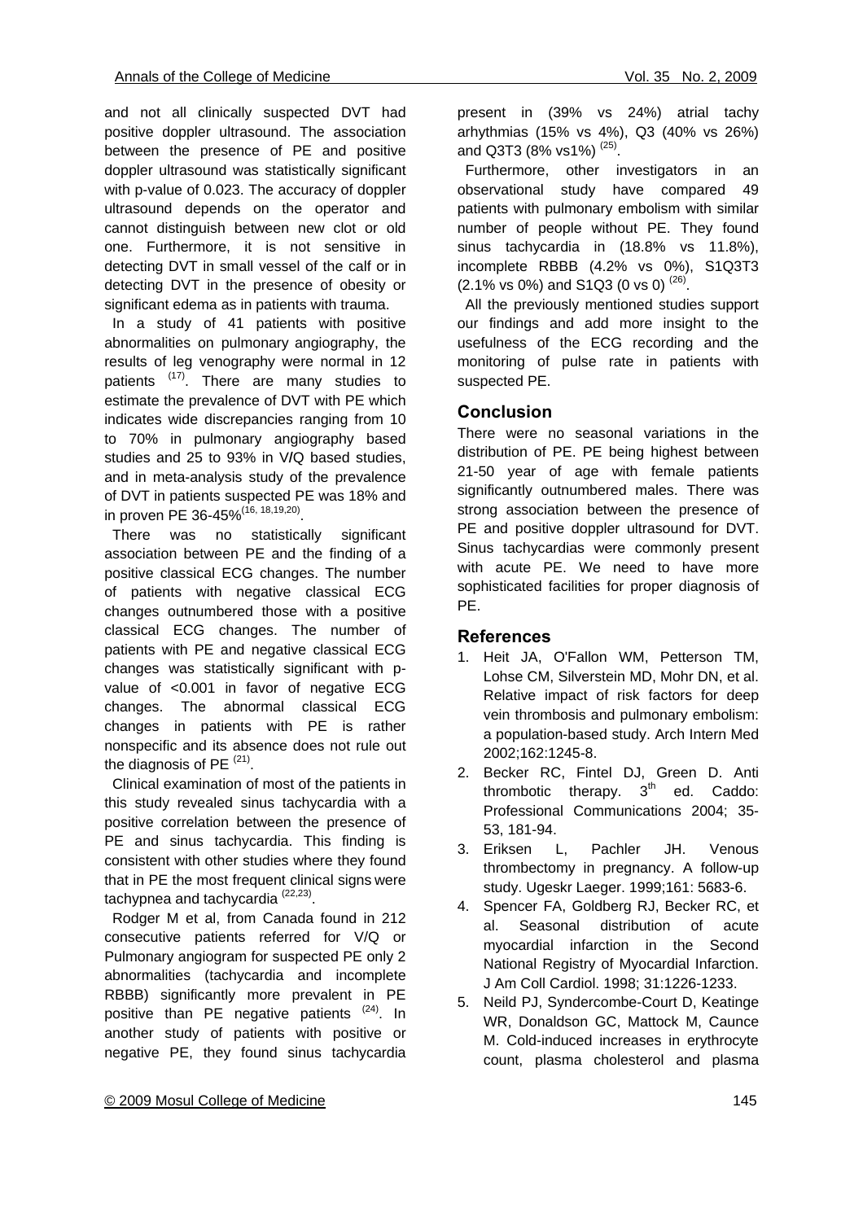and not all clinically suspected DVT had positive doppler ultrasound. The association between the presence of PE and positive doppler ultrasound was statistically significant with p-value of 0.023. The accuracy of doppler ultrasound depends on the operator and cannot distinguish between new clot or old one. Furthermore, it is not sensitive in detecting DVT in small vessel of the calf or in detecting DVT in the presence of obesity or significant edema as in patients with trauma.

In a study of 41 patients with positive abnormalities on pulmonary angiography, the results of leg venography were normal in 12 patients [17]. There are many studies to estimate the prevalence of DVT with PE which indicates wide discrepancies ranging from 10 to 70% in pulmonary angiography based studies and 25 to 93% in V/Q based studies, and in meta-analysis study of the prevalence of DVT in patients suspected PE was 18% and in proven PE 36-45%[16, 18,19,20].

There was no statistically significant association between PE and the finding of a positive classical ECG changes. The number of patients with negative classical ECG changes outnumbered those with a positive classical ECG changes. The number of patients with PE and negative classical ECG changes was statistically significant with p-value of <0.001 in favor of negative ECG changes. The abnormal classical ECG changes in patients with PE is rather nonspecific and its absence does not rule out the diagnosis of PE [21].

Clinical examination of most of the patients in this study revealed sinus tachycardia with a positive correlation between the presence of PE and sinus tachycardia. This finding is consistent with other studies where they found that in PE the most frequent clinical signs were tachypnea and tachycardia [22,23].

Rodger M et al, from Canada found in 212 consecutive patients referred for V/Q or Pulmonary angiogram for suspected PE only 2 abnormalities (tachycardia and incomplete RBBB) significantly more prevalent in PE positive than PE negative patients [24]. In another study of patients with positive or negative PE, they found sinus tachycardia present in (39% vs 24%) atrial tachy arhythmias (15% vs 4%), Q3 (40% vs 26%) and Q3T3 (8% vs1%) [25].

Furthermore, other investigators in an observational study have compared 49 patients with pulmonary embolism with similar number of people without PE. They found sinus tachycardia in (18.8% vs 11.8%), incomplete RBBB (4.2% vs 0%), S1Q3T3 (2.1% vs 0%) and S1Q3 (0 vs 0) [26].

All the previously mentioned studies support our findings and add more insight to the usefulness of the ECG recording and the monitoring of pulse rate in patients with suspected PE.

## Conclusion

There were no seasonal variations in the distribution of PE. PE being highest between 21-50 year of age with female patients significantly outnumbered males. There was strong association between the presence of PE and positive doppler ultrasound for DVT. Sinus tachycardias were commonly present with acute PE. We need to have more sophisticated facilities for proper diagnosis of PE.

## References

1. Heit JA, O'Fallon WM, Petterson TM, Lohse CM, Silverstein MD, Mohr DN, et al. Relative impact of risk factors for deep vein thrombosis and pulmonary embolism: a population-based study. Arch Intern Med 2002;162:1245-8.
2. Becker RC, Fintel DJ, Green D. Anti thrombotic therapy. 3rd ed. Caddo: Professional Communications 2004; 35-53, 181-94.
3. Eriksen L, Pachler JH. Venous thrombectomy in pregnancy. A follow-up study. Ugeskr Laeger. 1999;161: 5683-6.
4. Spencer FA, Goldberg RJ, Becker RC, et al. Seasonal distribution of acute myocardial infarction in the Second National Registry of Myocardial Infarction. J Am Coll Cardiol. 1998; 31:1226-1233.
5. Neild PJ, Syndercombe-Court D, Keatinge WR, Donaldson GC, Mattock M, Caunce M. Cold-induced increases in erythrocyte count, plasma cholesterol and plasma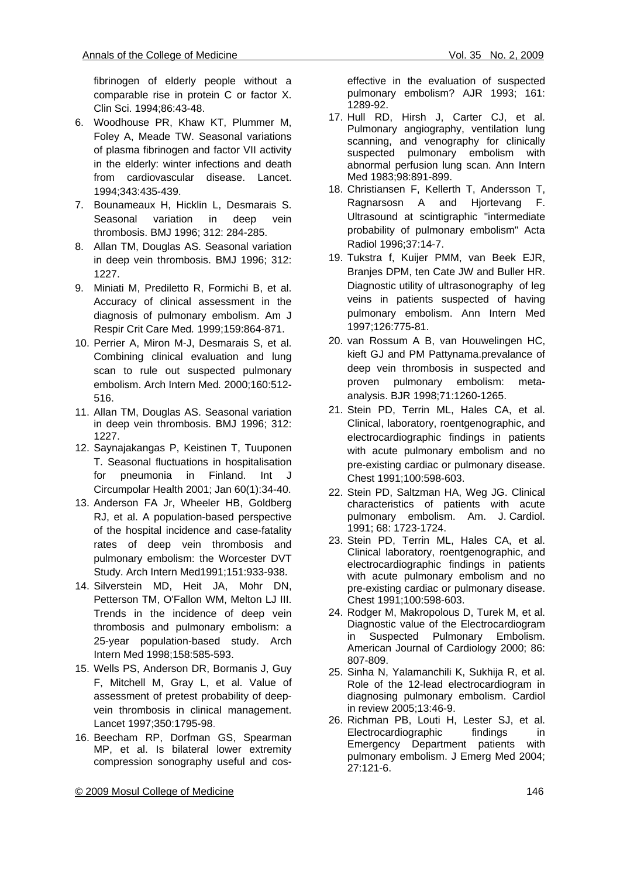fibrinogen of elderly people without a comparable rise in protein C or factor X. Clin Sci. 1994;86:43-48.

6. Woodhouse PR, Khaw KT, Plummer M, Foley A, Meade TW. Seasonal variations of plasma fibrinogen and factor VII activity in the elderly: winter infections and death from cardiovascular disease. Lancet. 1994;343:435-439.
7. Bounameaux H, Hicklin L, Desmarais S. Seasonal variation in deep vein thrombosis. BMJ 1996; 312: 284-285.
8. Allan TM, Douglas AS. Seasonal variation in deep vein thrombosis. BMJ 1996; 312: 1227.
9. Miniati M, Prediletto R, Formichi B, et al. Accuracy of clinical assessment in the diagnosis of pulmonary embolism. Am J Respir Crit Care Med*.* 1999;159:864-871.
10. Perrier A, Miron M-J, Desmarais S, et al. Combining clinical evaluation and lung scan to rule out suspected pulmonary embolism. Arch Intern Med*.* 2000;160:512-516.
11. Allan TM, Douglas AS. Seasonal variation in deep vein thrombosis. BMJ 1996; 312: 1227.
12. Saynajakangas P, Keistinen T, Tuuponen T. Seasonal fluctuations in hospitalisation for pneumonia in Finland. Int J Circumpolar Health 2001; Jan 60(1):34-40.
13. Anderson FA Jr, Wheeler HB, Goldberg RJ, et al. A population-based perspective of the hospital incidence and case-fatality rates of deep vein thrombosis and pulmonary embolism: the Worcester DVT Study. Arch Intern Med1991;151:933-938.
14. Silverstein MD, Heit JA, Mohr DN, Petterson TM, O'Fallon WM, Melton LJ III. Trends in the incidence of deep vein thrombosis and pulmonary embolism: a 25-year population-based study. Arch Intern Med 1998;158:585-593.
15. Wells PS, Anderson DR, Bormanis J, Guy F, Mitchell M, Gray L, et al. Value of assessment of pretest probability of deep-vein thrombosis in clinical management. Lancet 1997;350:1795-98.
16. Beecham RP, Dorfman GS, Spearman MP, et al. Is bilateral lower extremity compression sonography useful and cos-effective in the evaluation of suspected pulmonary embolism? AJR 1993; 161: 1289-92.
17. Hull RD, Hirsh J, Carter CJ, et al. Pulmonary angiography, ventilation lung scanning, and venography for clinically suspected pulmonary embolism with abnormal perfusion lung scan. Ann Intern Med 1983;98:891-899.
18. Christiansen F, Kellerth T, Andersson T, Ragnarsosn A and Hjortevang F. Ultrasound at scintigraphic "intermediate probability of pulmonary embolism" Acta Radiol 1996;37:14-7.
19. Tukstra f, Kuijer PMM, van Beek EJR, Branjes DPM, ten Cate JW and Buller HR. Diagnostic utility of ultrasonography of leg veins in patients suspected of having pulmonary embolism. Ann Intern Med 1997;126:775-81.
20. van Rossum A B, van Houwelingen HC, kieft GJ and PM Pattynama.prevalance of deep vein thrombosis in suspected and proven pulmonary embolism: meta-analysis. BJR 1998;71:1260-1265.
21. Stein PD, Terrin ML, Hales CA, et al. Clinical, laboratory, roentgenographic, and electrocardiographic findings in patients with acute pulmonary embolism and no pre-existing cardiac or pulmonary disease. Chest 1991;100:598-603.
22. Stein PD, Saltzman HA, Weg JG. Clinical characteristics of patients with acute pulmonary embolism. Am. J. Cardiol. 1991; 68: 1723-1724.
23. Stein PD, Terrin ML, Hales CA, et al. Clinical laboratory, roentgenographic, and electrocardiographic findings in patients with acute pulmonary embolism and no pre-existing cardiac or pulmonary disease. Chest 1991;100:598-603.
24. Rodger M, Makropolous D, Turek M, et al. Diagnostic value of the Electrocardiogram in Suspected Pulmonary Embolism. American Journal of Cardiology 2000; 86: 807-809.
25. Sinha N, Yalamanchili K, Sukhija R, et al. Role of the 12-lead electrocardiogram in diagnosing pulmonary embolism. Cardiol in review 2005;13:46-9.
26. Richman PB, Louti H, Lester SJ, et al. Electrocardiographic findings in Emergency Department patients with pulmonary embolism. J Emerg Med 2004; 27:121-6.